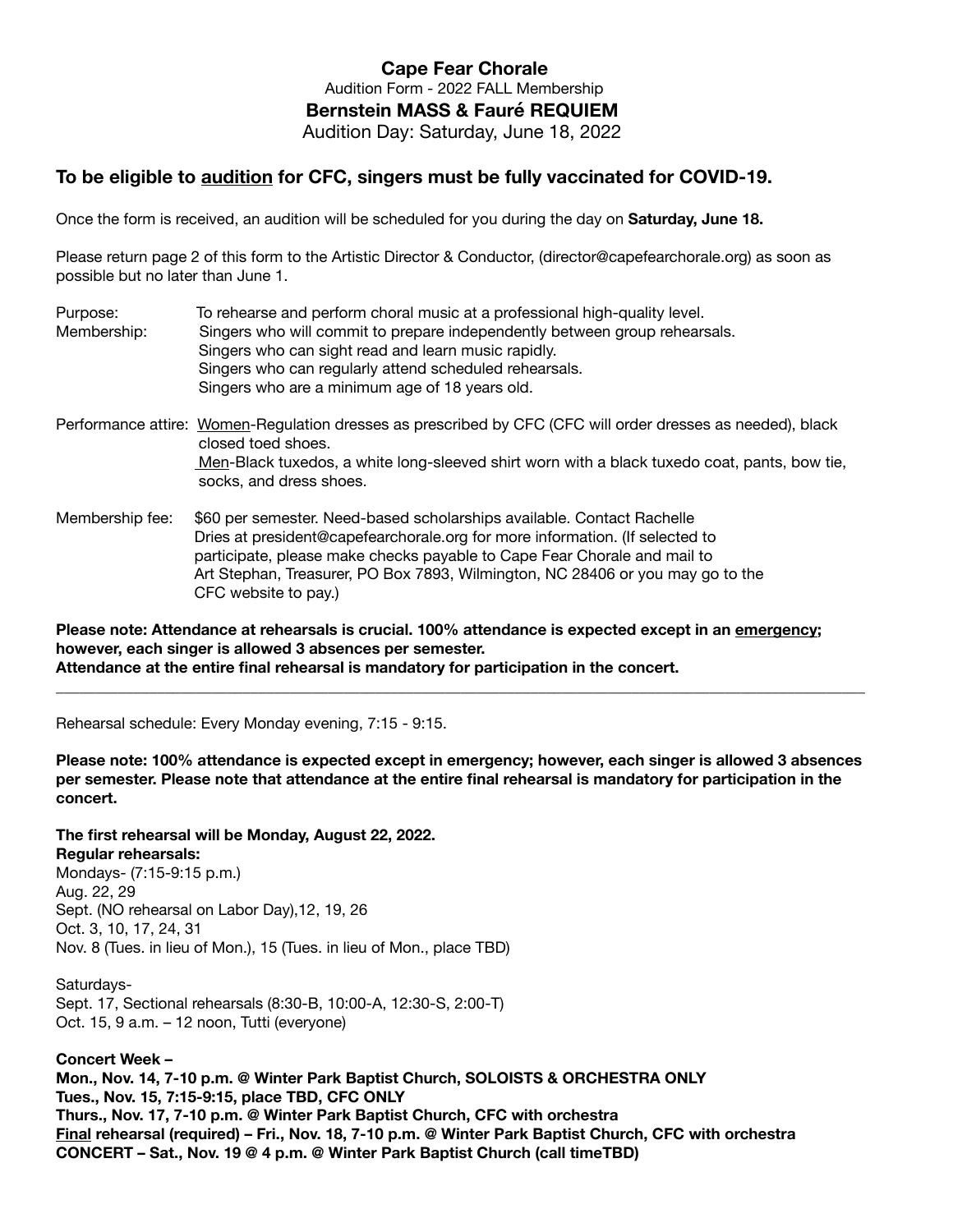**Cape Fear Chorale**

Audition Form - 2022 FALL Membership

**Bernstein MASS & Fauré REQUIEM**

Audition Day: Saturday, June 18, 2022

## To be eligible to audition for CFC, singers must be fully vaccinated for COVID-19.

Once the form is received, an audition will be scheduled for you during the day on **Saturday, June 18.**

Please return page 2 of this form to the Artistic Director & Conductor, (director@capefearchorale.org) as soon as possible but no later than June 1.

Purpose: To rehearse and perform choral music at a professional high-quality level.

Membership: Singers who will commit to prepare independently between group rehearsals.
Singers who can sight read and learn music rapidly.
Singers who can regularly attend scheduled rehearsals.
Singers who are a minimum age of 18 years old.

Performance attire: Women-Regulation dresses as prescribed by CFC (CFC will order dresses as needed), black closed toed shoes.
Men-Black tuxedos, a white long-sleeved shirt worn with a black tuxedo coat, pants, bow tie, socks, and dress shoes.

Membership fee: $60 per semester. Need-based scholarships available. Contact Rachelle Dries at president@capefearchorale.org for more information. (If selected to participate, please make checks payable to Cape Fear Chorale and mail to Art Stephan, Treasurer, PO Box 7893, Wilmington, NC 28406 or you may go to the CFC website to pay.)

**Please note: Attendance at rehearsals is crucial. 100% attendance is expected except in an emergency; however, each singer is allowed 3 absences per semester.**
**Attendance at the entire final rehearsal is mandatory for participation in the concert.**

---

Rehearsal schedule: Every Monday evening, 7:15 - 9:15.

**Please note: 100% attendance is expected except in emergency; however, each singer is allowed 3 absences per semester. Please note that attendance at the entire final rehearsal is mandatory for participation in the concert.**

**The first rehearsal will be Monday, August 22, 2022.**
**Regular rehearsals:**
Mondays- (7:15-9:15 p.m.)
Aug. 22, 29
Sept. (NO rehearsal on Labor Day),12, 19, 26
Oct. 3, 10, 17, 24, 31
Nov. 8 (Tues. in lieu of Mon.), 15 (Tues. in lieu of Mon., place TBD)

Saturdays-
Sept. 17, Sectional rehearsals (8:30-B, 10:00-A, 12:30-S, 2:00-T)
Oct. 15, 9 a.m. – 12 noon, Tutti (everyone)

**Concert Week –**
**Mon., Nov. 14, 7-10 p.m. @ Winter Park Baptist Church, SOLOISTS & ORCHESTRA ONLY**
**Tues., Nov. 15, 7:15-9:15, place TBD, CFC ONLY**
**Thurs., Nov. 17, 7-10 p.m. @ Winter Park Baptist Church, CFC with orchestra**
**Final rehearsal (required) – Fri., Nov. 18, 7-10 p.m. @ Winter Park Baptist Church, CFC with orchestra**
**CONCERT – Sat., Nov. 19 @ 4 p.m. @ Winter Park Baptist Church (call timeTBD)**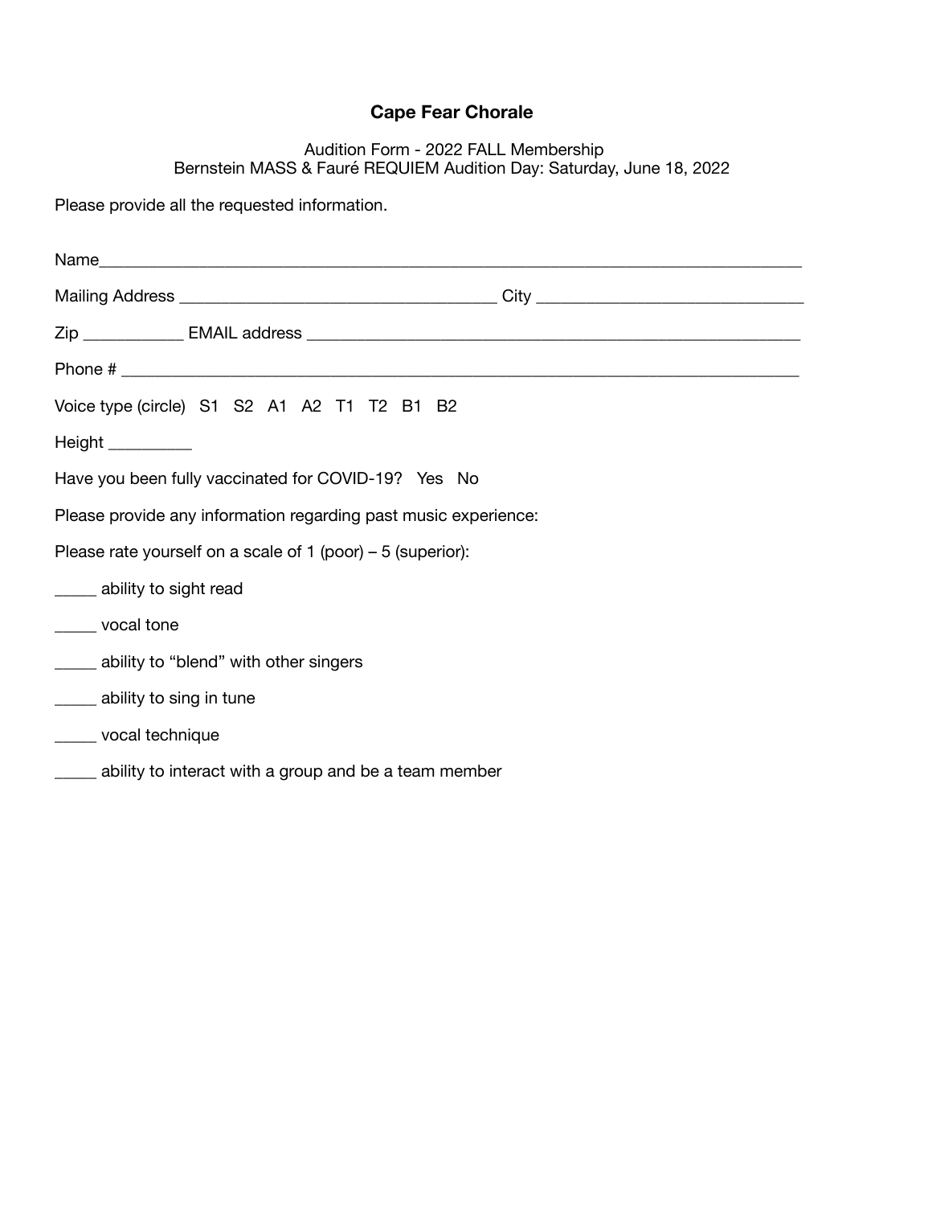# Cape Fear Chorale

Audition Form - 2022 FALL Membership
Bernstein MASS & Fauré REQUIEM Audition Day: Saturday, June 18, 2022

Please provide all the requested information.

Name_______________________________________________________________________________

Mailing Address ____________________________________ City _____________________________

Zip ___________ EMAIL address ________________________________________________________

Phone # ___________________________________________________________________________

Voice type (circle) S1 S2 A1 A2 T1 T2 B1 B2

Height _________

Have you been fully vaccinated for COVID-19? Yes No

Please provide any information regarding past music experience:

Please rate yourself on a scale of 1 (poor) – 5 (superior):

_____ ability to sight read

_____ vocal tone

_____ ability to "blend" with other singers

_____ ability to sing in tune

_____ vocal technique

_____ ability to interact with a group and be a team member